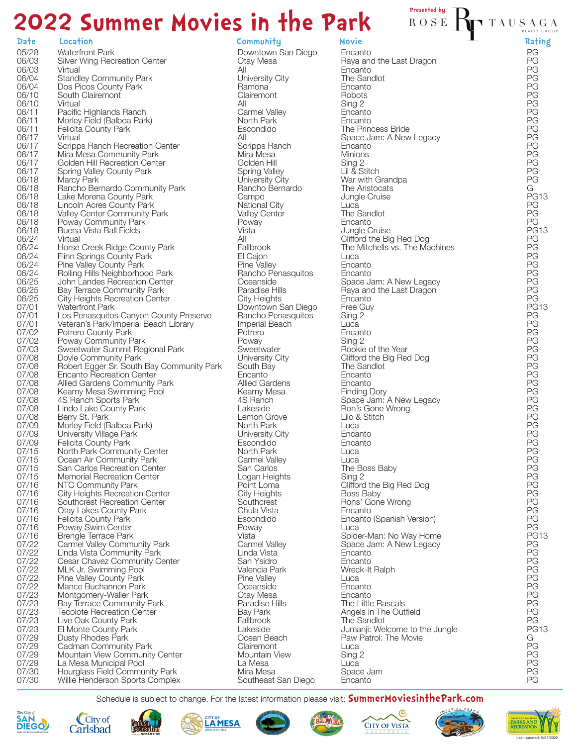# 2022 Summer Movies in the Park

Presented by ROSE TAUSAGA REALTY GROUP

| Date | Location | Community | Movie | Rating |
|---|---|---|---|---|
| 05/28 | Waterfront Park | Downtown San Diego | Encanto | PG |
| 06/03 | Silver Wing Recreation Center | Otay Mesa | Raya and the Last Dragon | PG |
| 06/03 | Virtual | All | Encanto | PG |
| 06/04 | Standley Community Park | University City | The Sandlot | PG |
| 06/04 | Dos Picos County Park | Ramona | Encanto | PG |
| 06/10 | South Clairemont | Clairemont | Robots | PG |
| 06/10 | Virtual | All | Sing 2 | PG |
| 06/11 | Pacific Highlands Ranch | Carmel Valley | Encanto | PG |
| 06/11 | Morley Field (Balboa Park) | North Park | Encanto | PG |
| 06/11 | Felicita County Park | Escondido | The Princess Bride | PG |
| 06/17 | Virtual | All | Space Jam: A New Legacy | PG |
| 06/17 | Scripps Ranch Recreation Center | Scripps Ranch | Encanto | PG |
| 06/17 | Mira Mesa Community Park | Mira Mesa | Minions | PG |
| 06/17 | Golden Hill Recreation Center | Golden Hill | Sing 2 | PG |
| 06/17 | Spring Valley County Park | Spring Valley | Lil & Stitch | PG |
| 06/18 | Marcy Park | University City | War with Grandpa | PG |
| 06/18 | Rancho Bernardo Community Park | Rancho Bernardo | The Aristocats | G |
| 06/18 | Lake Morena County Park | Campo | Jungle Cruise | PG13 |
| 06/18 | Lincoln Acres County Park | National City | Luca | PG |
| 06/18 | Valley Center Community Park | Valley Center | The Sandlot | PG |
| 06/18 | Poway Community Park | Poway | Encanto | PG |
| 06/18 | Buena Vista Ball Fields | Vista | Jungle Cruise | PG13 |
| 06/24 | Virtual | All | Clifford the Big Red Dog | PG |
| 06/24 | Horse Creek Ridge County Park | Fallbrook | The Mitchells vs. The Machines | PG |
| 06/24 | Flinn Springs County Park | El Cajon | Luca | PG |
| 06/24 | Pine Valley County Park | Pine Valley | Encanto | PG |
| 06/24 | Rolling Hills Neighborhood Park | Rancho Penasquitos | Encanto | PG |
| 06/25 | John Landes Recreation Center | Oceanside | Space Jam: A New Legacy | PG |
| 06/25 | Bay Terrace Community Park | Paradise Hills | Raya and the Last Dragon | PG |
| 06/25 | City Heights Recreation Center | City Heights | Encanto | PG |
| 07/01 | Waterfront Park | Downtown San Diego | Free Guy | PG13 |
| 07/01 | Los Penasquitos Canyon County Preserve | Rancho Penasquitos | Sing 2 | PG |
| 07/01 | Veteran's Park/Imperial Beach Library | Imperial Beach | Luca | PG |
| 07/02 | Potrero County Park | Potrero | Encanto | PG |
| 07/02 | Poway Community Park | Poway | Sing 2 | PG |
| 07/03 | Sweetwater Summit Regional Park | Sweetwater | Rookie of the Year | PG |
| 07/08 | Doyle Community Park | University City | Clifford the Big Red Dog | PG |
| 07/08 | Robert Egger Sr. South Bay Community Park | South Bay | The Sandlot | PG |
| 07/08 | Encanto Recreation Center | Encanto | Encanto | PG |
| 07/08 | Allied Gardens Community Park | Allied Gardens | Encanto | PG |
| 07/08 | Kearny Mesa Swimming Pool | Kearny Mesa | Finding Dory | PG |
| 07/08 | 4S Ranch Sports Park | 4S Ranch | Space Jam: A New Legacy | PG |
| 07/08 | Lindo Lake County Park | Lakeside | Ron's Gone Wrong | PG |
| 07/08 | Berry St. Park | Lemon Grove | Lilo & Stitch | PG |
| 07/09 | Morley Field (Balboa Park) | North Park | Luca | PG |
| 07/09 | University Village Park | University City | Encanto | PG |
| 07/09 | Felicita County Park | Escondido | Encanto | PG |
| 07/15 | North Park Community Center | North Park | Luca | PG |
| 07/15 | Ocean Air Community Park | Carmel Valley | Luca | PG |
| 07/15 | San Carlos Recreation Center | San Carlos | The Boss Baby | PG |
| 07/15 | Memorial Recreation Center | Logan Heights | Sing 2 | PG |
| 07/16 | NTC Community Park | Point Loma | Clifford the Big Red Dog | PG |
| 07/16 | City Heights Recreation Center | City Heights | Boss Baby | PG |
| 07/16 | Southcrest Recreation Center | Southcrest | Rons' Gone Wrong | PG |
| 07/16 | Otay Lakes County Park | Chula Vista | Encanto | PG |
| 07/16 | Felicita County Park | Escondido | Encanto (Spanish Version) | PG |
| 07/16 | Poway Swim Center | Poway | Luca | PG |
| 07/16 | Brengle Terrace Park | Vista | Spider-Man: No Way Home | PG13 |
| 07/22 | Carmel Valley Community Park | Carmel Valley | Space Jam: A New Legacy | PG |
| 07/22 | Linda Vista Community Park | Linda Vista | Encanto | PG |
| 07/22 | Cesar Chavez Community Center | San Ysidro | Encanto | PG |
| 07/22 | MLK Jr. Swimming Pool | Valencia Park | Wreck-It Ralph | PG |
| 07/22 | Pine Valley County Park | Pine Valley | Luca | PG |
| 07/22 | Mance Buchanon Park | Oceanside | Encanto | PG |
| 07/23 | Montgomery-Waller Park | Otay Mesa | Encanto | PG |
| 07/23 | Bay Terrace Community Park | Paradise Hills | The Little Rascals | PG |
| 07/23 | Tecolote Recreation Center | Bay Park | Angels in The Outfield | PG |
| 07/23 | Live Oak County Park | Fallbrook | The Sandlot | PG |
| 07/23 | El Monte County Park | Lakeside | Jumanji: Welcome to the Jungle | PG13 |
| 07/29 | Dusty Rhodes Park | Ocean Beach | Paw Patrol: The Movie | G |
| 07/29 | Cadman Community Park | Clairemont | Luca | PG |
| 07/29 | Mountain View Community Center | Mountain View | Sing 2 | PG |
| 07/29 | La Mesa Municipal Pool | La Mesa | Luca | PG |
| 07/30 | Hourglass Field Community Park | Mira Mesa | Space Jam | PG |
| 07/30 | Willie Henderson Sports Complex | Southeast San Diego | Encanto | PG |

Schedule is subject to change. For the latest information please visit: **SummerMoviesinthePark.com**

Last updated: 5/27/2022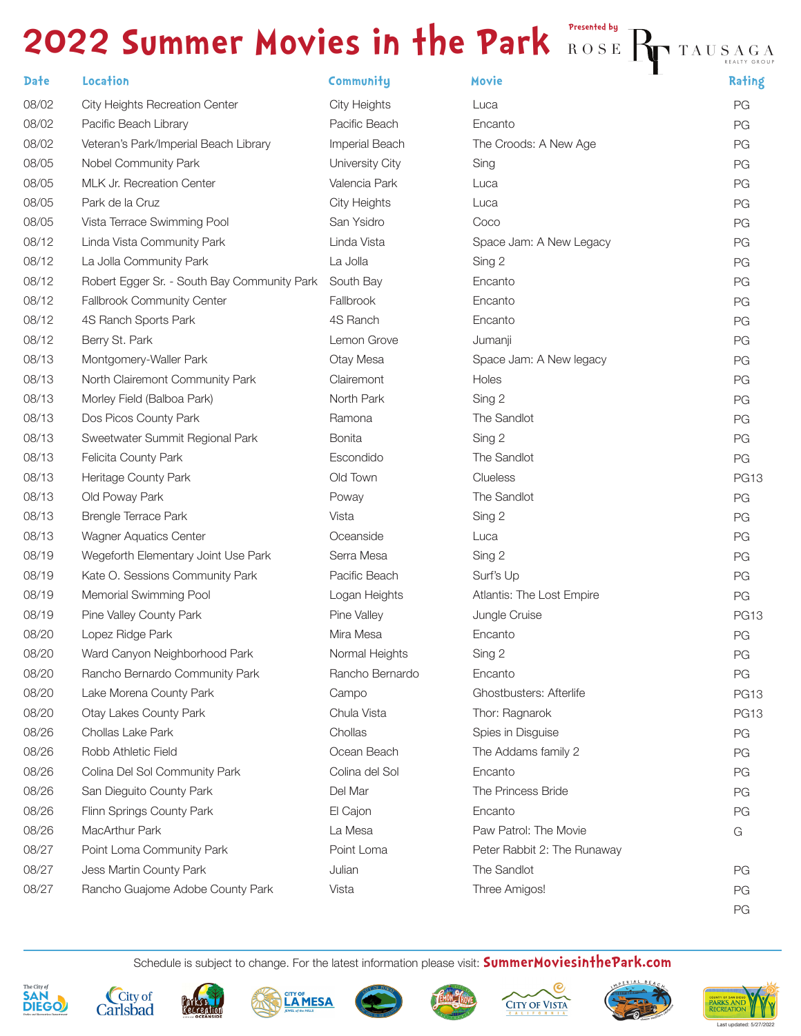# 2022 Summer Movies in the Park

Presented by ROSE TAUSAGA REALTY GROUP

| Date | Location | Community | Movie | Rating |
|---|---|---|---|---|
| 08/02 | City Heights Recreation Center | City Heights | Luca | PG |
| 08/02 | Pacific Beach Library | Pacific Beach | Encanto | PG |
| 08/02 | Veteran's Park/Imperial Beach Library | Imperial Beach | The Croods: A New Age | PG |
| 08/05 | Nobel Community Park | University City | Sing | PG |
| 08/05 | MLK Jr. Recreation Center | Valencia Park | Luca | PG |
| 08/05 | Park de la Cruz | City Heights | Luca | PG |
| 08/05 | Vista Terrace Swimming Pool | San Ysidro | Coco | PG |
| 08/12 | Linda Vista Community Park | Linda Vista | Space Jam: A New Legacy | PG |
| 08/12 | La Jolla Community Park | La Jolla | Sing 2 | PG |
| 08/12 | Robert Egger Sr. - South Bay Community Park | South Bay | Encanto | PG |
| 08/12 | Fallbrook Community Center | Fallbrook | Encanto | PG |
| 08/12 | 4S Ranch Sports Park | 4S Ranch | Encanto | PG |
| 08/12 | Berry St. Park | Lemon Grove | Jumanji | PG |
| 08/13 | Montgomery-Waller Park | Otay Mesa | Space Jam: A New legacy | PG |
| 08/13 | North Clairemont Community Park | Clairemont | Holes | PG |
| 08/13 | Morley Field (Balboa Park) | North Park | Sing 2 | PG |
| 08/13 | Dos Picos County Park | Ramona | The Sandlot | PG |
| 08/13 | Sweetwater Summit Regional Park | Bonita | Sing 2 | PG |
| 08/13 | Felicita County Park | Escondido | The Sandlot | PG |
| 08/13 | Heritage County Park | Old Town | Clueless | PG13 |
| 08/13 | Old Poway Park | Poway | The Sandlot | PG |
| 08/13 | Brengle Terrace Park | Vista | Sing 2 | PG |
| 08/13 | Wagner Aquatics Center | Oceanside | Luca | PG |
| 08/19 | Wegeforth Elementary Joint Use Park | Serra Mesa | Sing 2 | PG |
| 08/19 | Kate O. Sessions Community Park | Pacific Beach | Surf's Up | PG |
| 08/19 | Memorial Swimming Pool | Logan Heights | Atlantis: The Lost Empire | PG |
| 08/19 | Pine Valley County Park | Pine Valley | Jungle Cruise | PG13 |
| 08/20 | Lopez Ridge Park | Mira Mesa | Encanto | PG |
| 08/20 | Ward Canyon Neighborhood Park | Normal Heights | Sing 2 | PG |
| 08/20 | Rancho Bernardo Community Park | Rancho Bernardo | Encanto | PG |
| 08/20 | Lake Morena County Park | Campo | Ghostbusters: Afterlife | PG13 |
| 08/20 | Otay Lakes County Park | Chula Vista | Thor: Ragnarok | PG13 |
| 08/26 | Chollas Lake Park | Chollas | Spies in Disguise | PG |
| 08/26 | Robb Athletic Field | Ocean Beach | The Addams family 2 | PG |
| 08/26 | Colina Del Sol Community Park | Colina del Sol | Encanto | PG |
| 08/26 | San Dieguito County Park | Del Mar | The Princess Bride | PG |
| 08/26 | Flinn Springs County Park | El Cajon | Encanto | PG |
| 08/26 | MacArthur Park | La Mesa | Paw Patrol: The Movie | G |
| 08/27 | Point Loma Community Park | Point Loma | Peter Rabbit 2: The Runaway | |
| 08/27 | Jess Martin County Park | Julian | The Sandlot | PG |
| 08/27 | Rancho Guajome Adobe County Park | Vista | Three Amigos! | PG |
| | | | | PG |

Schedule is subject to change. For the latest information please visit: **SummerMoviesinthePark.com**

Last updated: 5/27/2022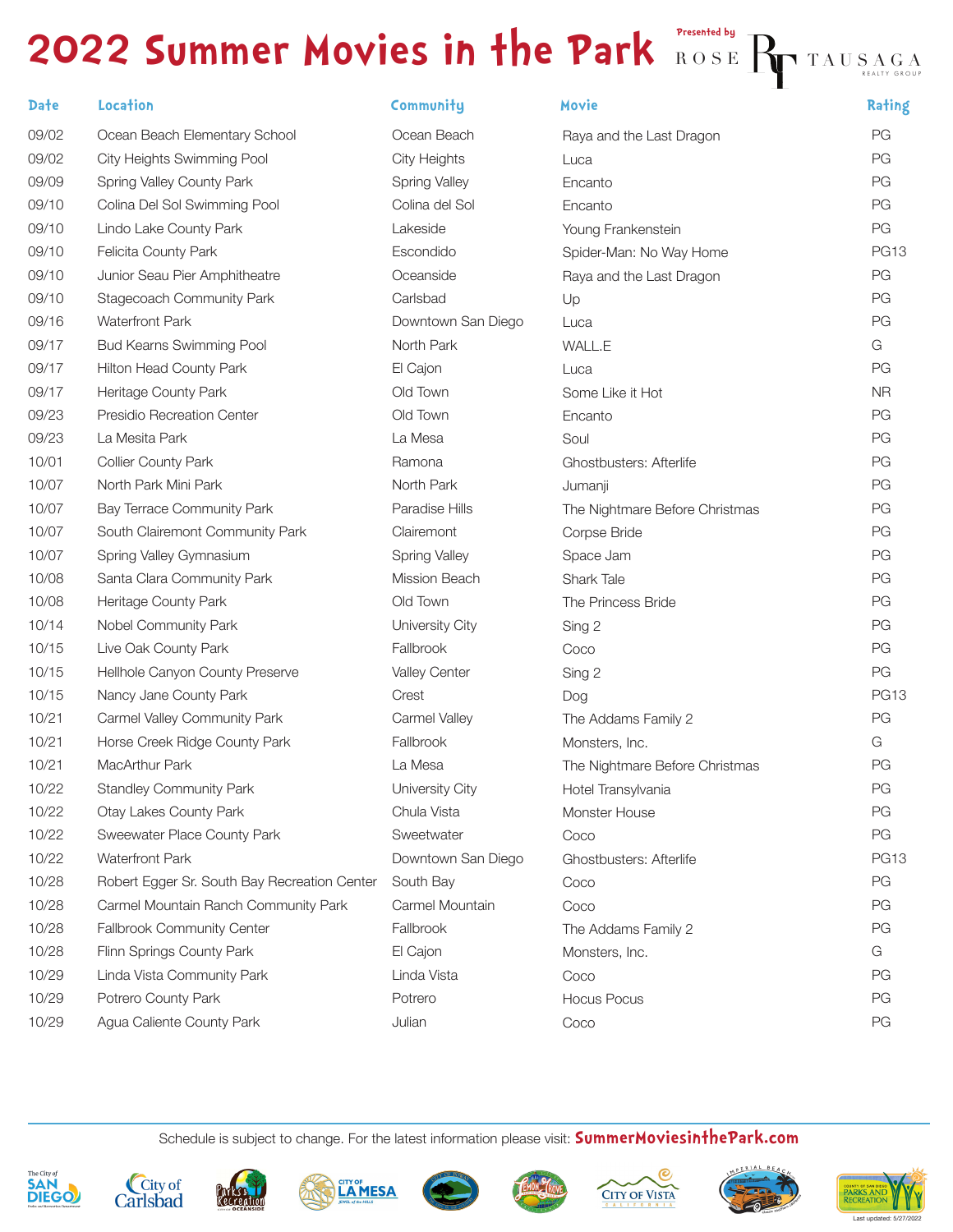# 2022 Summer Movies in the Park

Presented by ROSE TAUSAGA REALTY GROUP

| Date | Location | Community | Movie | Rating |
|---|---|---|---|---|
| 09/02 | Ocean Beach Elementary School | Ocean Beach | Raya and the Last Dragon | PG |
| 09/02 | City Heights Swimming Pool | City Heights | Luca | PG |
| 09/09 | Spring Valley County Park | Spring Valley | Encanto | PG |
| 09/10 | Colina Del Sol Swimming Pool | Colina del Sol | Encanto | PG |
| 09/10 | Lindo Lake County Park | Lakeside | Young Frankenstein | PG |
| 09/10 | Felicita County Park | Escondido | Spider-Man: No Way Home | PG13 |
| 09/10 | Junior Seau Pier Amphitheatre | Oceanside | Raya and the Last Dragon | PG |
| 09/10 | Stagecoach Community Park | Carlsbad | Up | PG |
| 09/16 | Waterfront Park | Downtown San Diego | Luca | PG |
| 09/17 | Bud Kearns Swimming Pool | North Park | WALL.E | G |
| 09/17 | Hilton Head County Park | El Cajon | Luca | PG |
| 09/17 | Heritage County Park | Old Town | Some Like it Hot | NR |
| 09/23 | Presidio Recreation Center | Old Town | Encanto | PG |
| 09/23 | La Mesita Park | La Mesa | Soul | PG |
| 10/01 | Collier County Park | Ramona | Ghostbusters: Afterlife | PG |
| 10/07 | North Park Mini Park | North Park | Jumanji | PG |
| 10/07 | Bay Terrace Community Park | Paradise Hills | The Nightmare Before Christmas | PG |
| 10/07 | South Clairemont Community Park | Clairemont | Corpse Bride | PG |
| 10/07 | Spring Valley Gymnasium | Spring Valley | Space Jam | PG |
| 10/08 | Santa Clara Community Park | Mission Beach | Shark Tale | PG |
| 10/08 | Heritage County Park | Old Town | The Princess Bride | PG |
| 10/14 | Nobel Community Park | University City | Sing 2 | PG |
| 10/15 | Live Oak County Park | Fallbrook | Coco | PG |
| 10/15 | Hellhole Canyon County Preserve | Valley Center | Sing 2 | PG |
| 10/15 | Nancy Jane County Park | Crest | Dog | PG13 |
| 10/21 | Carmel Valley Community Park | Carmel Valley | The Addams Family 2 | PG |
| 10/21 | Horse Creek Ridge County Park | Fallbrook | Monsters, Inc. | G |
| 10/21 | MacArthur Park | La Mesa | The Nightmare Before Christmas | PG |
| 10/22 | Standley Community Park | University City | Hotel Transylvania | PG |
| 10/22 | Otay Lakes County Park | Chula Vista | Monster House | PG |
| 10/22 | Sweewater Place County Park | Sweetwater | Coco | PG |
| 10/22 | Waterfront Park | Downtown San Diego | Ghostbusters: Afterlife | PG13 |
| 10/28 | Robert Egger Sr. South Bay Recreation Center | South Bay | Coco | PG |
| 10/28 | Carmel Mountain Ranch Community Park | Carmel Mountain | Coco | PG |
| 10/28 | Fallbrook Community Center | Fallbrook | The Addams Family 2 | PG |
| 10/28 | Flinn Springs County Park | El Cajon | Monsters, Inc. | G |
| 10/29 | Linda Vista Community Park | Linda Vista | Coco | PG |
| 10/29 | Potrero County Park | Potrero | Hocus Pocus | PG |
| 10/29 | Agua Caliente County Park | Julian | Coco | PG |

Schedule is subject to change. For the latest information please visit: **SummerMoviesinthePark.com**

Last updated: 5/27/2022